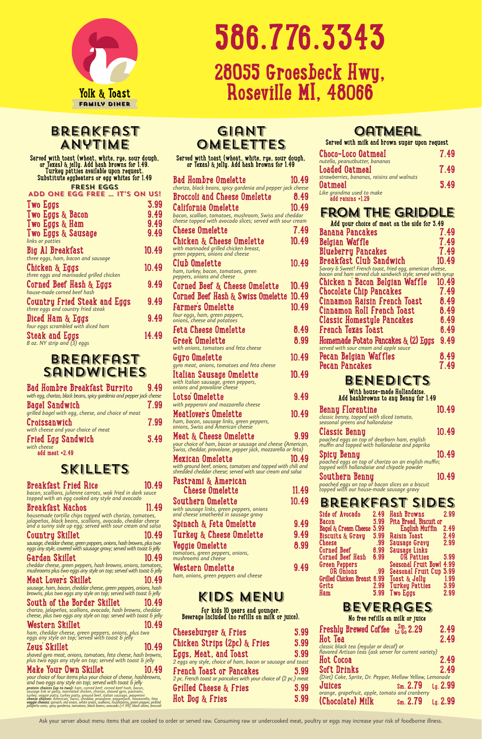# Yolk & Toast
FAMILY DINER

# 586.776.3343

# 28055 Groesbeck Hwy, Roseville MI, 48066

## BREAKFAST ANYTIME

Served with toast (wheat, white, rye, sour dough, or Texas) & jelly. Add hash browns for 1.49. Turkey patties available upon request. Substitute eggbeaters or egg whites for 1.49

FRESH EGGS
ADD ONE EGG FREE ... IT'S ON US!

| Item | Price |
|---|---|
| Two Eggs | 3.99 |
| Two Eggs & Bacon | 9.49 |
| Two Eggs & Ham | 9.49 |
| Two Eggs & Sausage *links or patties* | 9.49 |
| Big Al Breakfast *three eggs, ham, bacon and sausage* | 10.49 |
| Chicken & Eggs *three eggs and marinaded grilled chicken* | 10.49 |
| Corned Beef Hash & Eggs *house-made corned beef hash* | 9.49 |
| Country Fried Steak and Eggs *three eggs and country fried steak* | 9.49 |
| Diced Ham & Eggs *four eggs scrambled with diced ham* | 9.49 |
| Steak and Eggs *8 oz. NY strip and (3) eggs* | 14.49 |

## BREAKFAST SANDWICHES

| Item | Price |
|---|---|
| Bad Hombre Breakfast Burrito *with egg, chorizo, black beans, spicy gardenia and pepper jack cheese* | 9.49 |
| Bagel Sandwich *grilled bagel with egg, cheese, and choice of meat* | 7.99 |
| Croissanwich *with cheese and your choice of meat* | 7.99 |
| Fried Egg Sandwich *with cheese* add meat +2.49 | 5.49 |

## SKILLETS

| Item | Price |
|---|---|
| Breakfast Fried Rice *bacon, scallions, julienne carrots, wok fried in dark sauce topped with an egg cooked any style and avocado* | 10.49 |
| Breakfast Nachos *housemade tortilla chips topped with chorizo, tomatoes, jalapeños, black beans, scallions, avocado, cheddar cheese and a sunny side up egg; served with sour cream and salsa* | 11.49 |
| Country Skillet *sausage, cheddar cheese, green peppers, onions, hash browns, plus two eggs any style, covered with sausage gravy; served with toast & jelly* | 10.49 |
| Garden Skillet *cheddar cheese, green peppers, hash browns, onions, tomatoes, mushrooms plus two eggs any style on top; served with toast & jelly* | 10.49 |
| Meat Lover's Skillet *sausage, ham, bacon, cheddar cheese, green peppers, onions, hash browns, plus two eggs any style on top; served with toast & jelly* | 10.49 |
| South of the Border Skillet *chorizo, jalapeños, scallions, avocado, hash browns, cheddar cheese, plus two eggs any style on top; served with toast & jelly* | 10.49 |
| Western Skillet *ham, cheddar cheese, green peppers, onions, plus two eggs any style on top; served with toast & jelly* | 10.49 |
| Zeus' Skillet *shaved gyro meat, onions, tomatoes, feta cheese, hash browns, plus two eggs any style on top; served with toast & jelly* | 10.49 |
| Make Your Own Skillet *your choice of four items plus your choice of cheese, hashbrowns, and two eggs any style on top; served with toast & jelly* | 10.49 |

*protein choices (up to two): ham, corned beef, corned beef hash, bacon, sausage link or patty, marinated chicken, chorizo, shaved gyro, pastrami, turkey, veggie patty, turkey patty, ground beef, italian sausage, pepperoni*
*cheese choices: American, Swiss, cheddar, provolone, pepperjack, mozzarella, feta*
*veggie choices: spinach, red onion, white onion, scallions, mushrooms, green pepper, pickled jalapeño coins, spicy gardenia, tomatoes, black beans, avocado (+1.99), black olives, broccoli*

## GIANT OMELETTES

Served with toast (wheat, white, rye, sour dough, or Texas) & jelly. Add hash browns for 1.49

| Item | Price |
|---|---|
| Bad Hombre Omelette *chorizo, black beans, spicy gardenia and pepper jack cheese* | 10.49 |
| Broccoli and Cheese Omelette | 8.49 |
| California Omelette *bacon, scallion, tomatoes, mushroom, Swiss and cheddar cheese topped with avocado slices; served with sour cream* | 10.49 |
| Cheese Omelette | 7.49 |
| Chicken & Cheese Omelette *with marinaded grilled chicken breast, green peppers, onions and cheese* | 10.49 |
| Club Omelette *ham, turkey, bacon, tomatoes, green peppers, onions and cheese* | 10.49 |
| Corned Beef & Cheese Omelette | 10.49 |
| Corned Beef Hash & Swiss Omelette | 10.49 |
| Farmer's Omelette *four eggs, ham, green peppers, onions, cheese and potatoes* | 10.49 |
| Feta Cheese Omelette | 8.49 |
| Greek Omelette *with onions, tomatoes and feta cheese* | 8.99 |
| Gyro Omelette *gyro meat, onions, tomatoes and feta cheese* | 10.49 |
| Italian Sausage Omelette *with Italian sausage, green peppers, onions and provolone cheese* | 10.49 |
| Lotso' Omelette *with pepperoni and mozzarella cheese* | 9.49 |
| Meatlover's Omelette *ham, bacon, sausage links, green peppers, onions, Swiss and American cheese* | 10.49 |
| Meat & Cheese Omelette *your choice of ham, bacon or sausage and cheese (American, Swiss, cheddar, provolone, pepper jack, mozzarella or feta)* | 9.99 |
| Mexican Omelette *with ground beef, onions, tomatoes and topped with chili and shredded cheddar cheese; served with sour cream and salsa* | 10.49 |
| Pastrami & American Cheese Omelette | 11.49 |
| Southern Omelette *with sausage links, green peppers, onions and cheese smothered in sausage gravy* | 10.49 |
| Spinach & Feta Omelette | 9.49 |
| Turkey & Cheese Omelette | 9.49 |
| Veggie Omelette *tomatoes, green peppers, onions, mushrooms and cheese* | 8.99 |
| Western Omelette *ham, onions, green peppers and cheese* | 9.49 |

## KIDS MENU

For kids 10 years and younger. Beverage Included (no refills on milk or juice).

| Item | Price |
|---|---|
| Cheeseburger & Fries | 5.99 |
| Chicken Strips (2pc) & Fries | 5.99 |
| Eggs, Meat, and Toast *2 eggs any style, choice of ham, bacon or sausage and toast* | 5.99 |
| French Toast or Pancakes *2 pc. French toast or pancakes with your choice of (2 pc.) meat* | 5.99 |
| Grilled Cheese & Fries | 5.99 |
| Hot Dog & Fries | 5.99 |

## OATMEAL

Served with milk and brown sugar upon request

| Item | Price |
|---|---|
| Choco-Loco Oatmeal *nutella, peanutbutter, bananas* | 7.49 |
| Loaded Oatmeal *strawberries, bananas, raisins and walnuts* | 7.49 |
| Oatmeal *Like grandma used to make* add raisins +1.29 | 5.49 |

## FROM THE GRIDDLE

Add your choice of meat on the side for 3.49

| Item | Price |
|---|---|
| Banana Pancakes | 7.49 |
| Belgian Waffle | 7.49 |
| Blueberry Pancakes | 7.49 |
| Breakfast Club Sandwich *Savory & Sweet! French toast, fried egg, american cheese, bacon and ham served club sandwich style; served with syrup* | 10.49 |
| Chicken n' Bacon Belgian Waffle | 10.49 |
| Chocolate Chip Pancakes | 7.49 |
| Cinnamon Raisin French Toast | 8.49 |
| Cinnamon Roll French Toast | 8.49 |
| Classic Homestyle Pancakes | 6.49 |
| French Texas Toast | 6.49 |
| Homemade Potato Pancakes & (2) Eggs *served with sour cream and apple sauce* | 9.49 |
| Pecan Belgian Waffles | 8.49 |
| Pecan Pancakes | 7.49 |

## BENEDICTS

With house-made Hollandaise. Add hashbrowns to any Benny for 1.49

| Item | Price |
|---|---|
| Benny Florentine *classic benny, topped with sliced tomato, seasonal greens and hollandaise* | 10.49 |
| Classic Benny *poached eggs on top of dearborn ham, english muffin and topped with hollandaise and paprika* | 10.49 |
| Spicy Benny *poached eggs on top of chorizo on an english muffin; topped with hollandaise and chipotle powder* | 10.49 |
| Southern Benny *poached eggs on top of bacon slices on a biscuit topped with our house-made sausage gravy* | 10.49 |

## BREAKFAST SIDES

| Item | Price |
|---|---|
| Side of Avocado | 2.49 |
| Bacon | 5.99 |
| Bagel & Cream Cheese | 3.99 |
| Biscuits & Gravy | 5.99 |
| Cheese | .99 |
| Corned Beef | 6.99 |
| Corned Beef Hash | 6.99 |
| Green Peppers OR Onions | .99 |
| Grilled Chicken Breast | 6.99 |
| Grits | 2.99 |
| Ham | 5.99 |
| Hash Browns | 2.99 |
| Pita Bread, Biscuit or English Muffin | 2.49 |
| Raisin Toast | 2.49 |
| Sausage Gravy | 2.99 |
| Sausage Links OR Patties | 5.99 |
| Seasonal Fruit Bowl | 4.99 |
| Seasonal Fruit Cup | 3.99 |
| Toast & Jelly | 1.99 |
| Turkey Patties | 5.99 |
| Two Eggs | 2.99 |

## BEVERAGES

No free refills on milk or juice

| Item | Price |
|---|---|
| Freshly Brewed Coffee (Sm. to Go 2.29) | 2.49 |
| Hot Tea *classic black tea (regular or decaf) or flavored Artisan teas (ask server for current variety)* | 2.49 |
| Hot Cocoa | 2.49 |
| Soft Drinks *(Diet) Coke, Sprite, Dr. Pepper, Mellow Yellow, Lemonade* | 2.49 |
| Juices *orange, grapefruit, apple, tomato and cranberry* | Sm. 2.79 / Lg. 2.99 |
| (Chocolate) Milk | Sm. 2.79 / Lg. 2.99 |

Ask your server about menu items that are cooked to order or served raw. Consuming raw or undercooked meat, poultry or eggs may increase your risk of foodborne illness.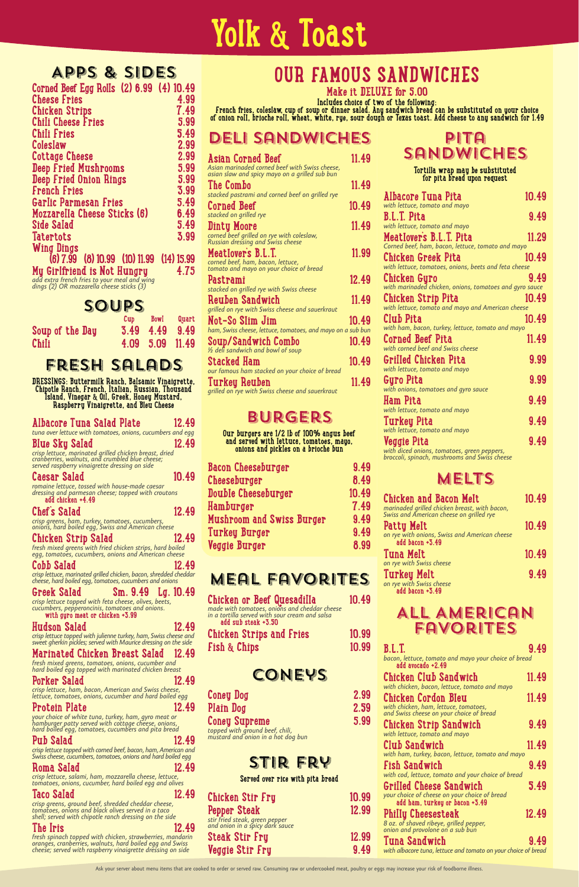# Yolk & Toast

## APPS & SIDES

| | |
|---|---|
| Corned Beef Egg Rolls (2) 6.99 (4) | 10.49 |
| Cheese Fries | 4.99 |
| Chicken Strips | 7.49 |
| Chili Cheese Fries | 5.99 |
| Chili Fries | 5.49 |
| Coleslaw | 2.99 |
| Cottage Cheese | 2.99 |
| Deep Fried Mushrooms | 5.99 |
| Deep Fried Onion Rings | 5.99 |
| French Fries | 3.99 |
| Garlic Parmesan Fries | 5.49 |
| Mozzarella Cheese Sticks (6) | 6.49 |
| Side Salad | 5.49 |
| Tatertots | 3.99 |
| Wing Dings (6) 7.99 (8) 10.99 (10) 11.99 (14) | 15.99 |
| My Girlfriend is Not Hungry | 4.75 |

*add extra french fries to your meal and wing dings (2) OR mozzarella cheese sticks (3)*

## SOUPS

| | Cup | Bowl | Quart |
|---|---|---|---|
| Soup of the Day | 3.49 | 4.49 | 9.49 |
| Chili | 4.09 | 5.09 | 11.49 |

## FRESH SALADS

DRESSINGS: Buttermilk Ranch, Balsamic Vinaigrette, Chipotle Ranch, French, Italian, Russian, Thousand Island, Vinegar & Oil, Greek, Honey Mustard, Raspberry Vinaigrette, and Bleu Cheese

**Albacore Tuna Salad Plate** 12.49
*tuna over lettuce with tomatoes, onions, cucumbers and egg*

**Blue Sky Salad** 12.49
*crisp lettuce, marinated grilled chicken breast, dried cranberries, walnuts, and crumbled blue cheese; served raspberry vinaigrette dressing on side*

**Caesar Salad** 10.49
*romaine lettuce, tossed with house-made caesar dressing and parmesan cheese; topped with croutons*
add chicken +4.49

**Chef's Salad** 12.49
*crisp greens, ham, turkey, tomatoes, cucumbers, onions, hard boiled egg, Swiss and American cheese*

**Chicken Strip Salad** 12.49
*fresh mixed greens with fried chicken strips, hard boiled egg, tomatoes, cucumbers, onions and American cheese*

**Cobb Salad** 12.49
*crisp lettuce, marinated grilled chicken, bacon, shredded cheddar cheese, hard boiled egg, tomatoes, cucumbers and onions*

**Greek Salad** Sm. 9.49 Lg. 10.49
*crisp lettuce topped with feta cheese, olives, beets, cucumbers, pepperoncinis, tomatoes and onions.*
with gyro meat or chicken +3.99

**Hudson Salad** 12.49
*crisp lettuce topped with julienne turkey, ham, Swiss cheese and sweet gherkin pickles; served with Maurice dressing on the side*

**Marinated Chicken Breast Salad** 12.49
*fresh mixed greens, tomatoes, onions, cucumber and hard boiled egg topped with marinated chicken breast*

**Porker Salad** 12.49
*crisp lettuce, ham, bacon, American and Swiss cheese, lettuce, tomatoes, onions, cucumber and hard boiled egg*

**Protein Plate** 12.49
*your choice of white tuna, turkey, ham, gyro meat or hamburger patty served with cottage cheese, onions, hard boiled egg, tomatoes, cucumbers and pita bread*

**Pub Salad** 12.49
*crisp lettuce topped with corned beef, bacon, ham, American and Swiss cheese, cucumbers, tomatoes, onions and hard boiled egg*

**Roma Salad** 12.49
*crisp lettuce, salami, ham, mozzarella cheese, lettuce, tomatoes, onions, cucumber, hard boiled egg and olives*

**Taco Salad** 12.49
*crisp greens, ground beef, shredded cheddar cheese, tomatoes, onions and black olives served in a taco shell; served with chipotle ranch dressing on the side*

**The Iris** 12.49
*fresh spinach topped with chicken, strawberries, mandarin oranges, cranberries, walnuts, hard boiled egg and Swiss cheese; served with raspberry vinaigrette dressing on side*

# OUR FAMOUS SANDWICHES

**Make it DELUXE for 5.00**

Includes choice of two of the following:
French fries, coleslaw, cup of soup or dinner salad. Any sandwich bread can be substituted on your choice of onion roll, brioche roll, wheat, white, rye, sour dough or Texas toast. Add cheese to any sandwich for 1.49

## DELI SANDWICHES

**Asian Corned Beef** 11.49
*Asian marinated corned beef with Swiss cheese, asian slaw and spicy mayo on a grilled sub bun*

**The Combo** 11.49
*stacked pastrami and corned beef on grilled rye*

**Corned Beef** 10.49
*stacked on grilled rye*

**Dinty Moore** 11.49
*corned beef grilled on rye with coleslaw, Russian dressing and Swiss cheese*

**Meatlover's B.L.T.** 11.99
*corned beef, ham, bacon, lettuce, tomato and mayo on your choice of bread*

**Pastrami** 12.49
*stacked on grilled rye with Swiss cheese*

**Reuben Sandwich** 11.49
*grilled on rye with Swiss cheese and sauerkraut*

**Not-So Slim Jim** 10.49
*ham, Swiss cheese, lettuce, tomatoes, and mayo on a sub bun*

**Soup/Sandwich Combo** 10.49
*½ deli sandwich and bowl of soup*

**Stacked Ham** 10.49
*our famous ham stacked on your choice of bread*

**Turkey Reuben** 11.49
*grilled on rye with Swiss cheese and sauerkraut*

## BURGERS

Our burgers are 1/2 lb of 100% angus beef and served with lettuce, tomatoes, mayo, onions and pickles on a brioche bun

| | |
|---|---|
| Bacon Cheeseburger | 9.49 |
| Cheeseburger | 8.49 |
| Double Cheeseburger | 10.49 |
| Hamburger | 7.49 |
| Mushroom and Swiss Burger | 9.49 |
| Turkey Burger | 9.49 |
| Veggie Burger | 8.99 |

## MEAL FAVORITES

**Chicken or Beef Quesadilla** 10.49
*made with tomatoes, onions and cheddar cheese in a tortilla served with sour cream and salsa*
add sub steak +3.50

**Chicken Strips and Fries** 10.99

**Fish & Chips** 10.99

## CONEYS

**Coney Dog** 2.99

**Plain Dog** 2.59

**Coney Supreme** 5.99
*topped with ground beef, chili, mustard and onion in a hot dog bun*

## STIR FRY

Served over rice with pita bread

**Chicken Stir Fry** 10.99

**Pepper Steak** 12.99
*stir fried steak, green pepper and onion in a spicy dark sauce*

**Steak Stir Fry** 12.99

**Veggie Stir Fry** 9.49

## PITA SANDWICHES

Tortilla wrap may be substituted for pita bread upon request

**Albacore Tuna Pita** 10.49
*with lettuce, tomato and mayo*

**B.L.T. Pita** 9.49
*with lettuce, tomato and mayo*

**Meatlover's B.L.T. Pita** 11.29
*Corned beef, ham, bacon, lettuce, tomato and mayo*

**Chicken Greek Pita** 10.49
*with lettuce, tomatoes, onions, beets and feta cheese*

**Chicken Gyro** 9.49
*with marinaded chicken, onions, tomatoes and gyro sauce*

**Chicken Strip Pita** 10.49
*with lettuce, tomato and mayo and American cheese*

**Club Pita** 10.49
*with ham, bacon, turkey, lettuce, tomato and mayo*

**Corned Beef Pita** 11.49
*with corned beef and Swiss cheese*

**Grilled Chicken Pita** 9.99
*with lettuce, tomato and mayo*

**Gyro Pita** 9.99
*with onions, tomatoes and gyro sauce*

**Ham Pita** 9.49
*with lettuce, tomato and mayo*

**Turkey Pita** 9.49
*with lettuce, tomato and mayo*

**Veggie Pita** 9.49
*with diced onions, tomatoes, green peppers, broccoli, spinach, mushrooms and Swiss cheese*

## MELTS

**Chicken and Bacon Melt** 10.49
*marinaded grilled chicken breast, with bacon, Swiss and American cheese on grilled rye*

**Patty Melt** 10.49
*on rye with onions, Swiss and American cheese*
add bacon +3.49

**Tuna Melt** 10.49
*on rye with Swiss cheese*

**Turkey Melt** 9.49
*on rye with Swiss cheese*
add bacon +3.49

## ALL AMERICAN FAVORITES

**B.L.T.** 9.49
*bacon, lettuce, tomato and mayo your choice of bread*
add avocado +2.49

**Chicken Club Sandwich** 11.49
*with chicken, bacon, lettuce, tomato and mayo*

**Chicken Cordon Bleu** 11.49
*with chicken, ham, lettuce, tomatoes, and Swiss cheese on your choice of bread*

**Chicken Strip Sandwich** 9.49
*with lettuce, tomato and mayo*

**Club Sandwich** 11.49
*with ham, turkey, bacon, lettuce, tomato and mayo*

**Fish Sandwich** 9.49
*with cod, lettuce, tomato and your choice of bread*

**Grilled Cheese Sandwich** 5.49
*your choice of cheese on your choice of bread*
add ham, turkey or bacon +3.49

**Philly Cheesesteak** 12.49
*8 oz. of shaved ribeye, grilled pepper, onion and provolone on a sub bun*

**Tuna Sandwich** 9.49
*with albacore tuna, lettuce and tomato on your choice of bread*

Ask your server about menu items that are cooked to order or served raw. Consuming raw or undercooked meat, poultry or eggs may increase your risk of foodborne illness.